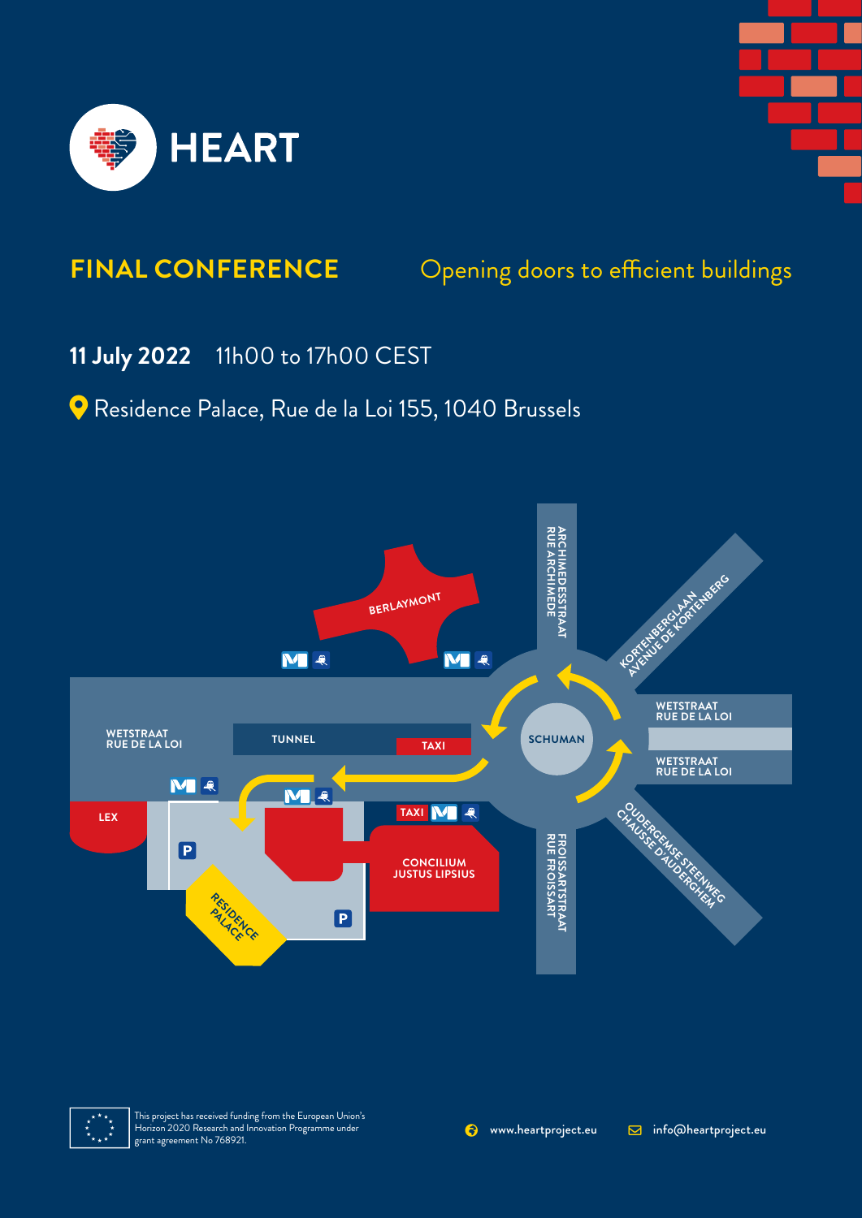# HEART

## FINAL CONFERENCE

Opening doors to efficient buildings

**11 July 2022** 11h00 to 17h00 CEST

Residence Palace, Rue de la Loi 155, 1040 Brussels

BERLAYMONT

ARCHIMEDESSTRAAT
RUE ARCHIMEDE

KORTENBERGLAAN
AVENUE DE KORTENBERG

WETSTRAAT
RUE DE LA LOI

TUNNEL

TAXI

SCHUMAN

WETSTRAAT
RUE DE LA LOI

WETSTRAAT
RUE DE LA LOI

LEX

TAXI

CONCILIUM
JUSTUS LIPSIUS

OUDERGEMSE STEENWEG
CHAUSSE D'AUDERGHEM

FROISSARTSTRAAT
RUE FROISSART

RESIDENCE
PALACE

P

P

This project has received funding from the European Union's Horizon 2020 Research and Innovation Programme under grant agreement No 768921.

www.heartproject.eu

info@heartproject.eu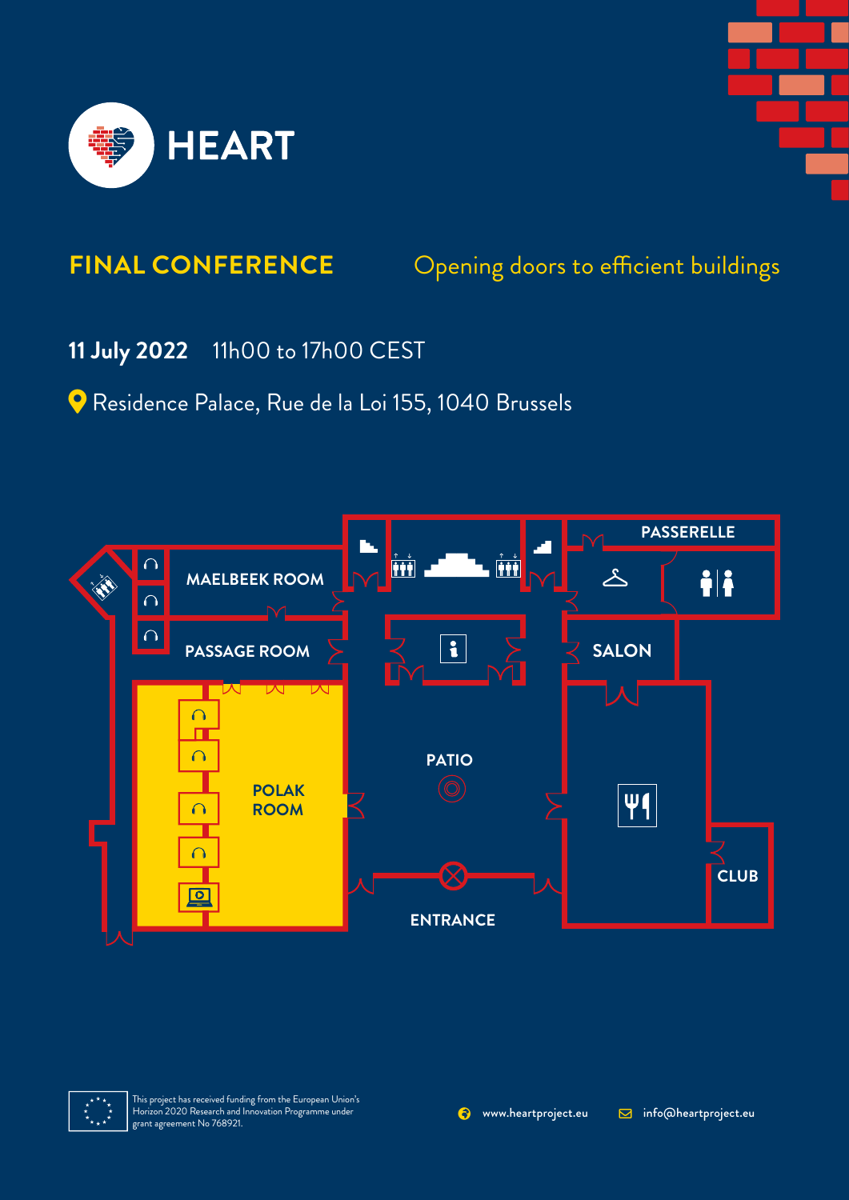# HEART

**FINAL CONFERENCE**

Opening doors to efficient buildings

**11 July 2022** 11h00 to 17h00 CEST

Residence Palace, Rue de la Loi 155, 1040 Brussels

MAELBEEK ROOM

PASSAGE ROOM

PASSERELLE

SALON

POLAK ROOM

PATIO

ENTRANCE

CLUB

This project has received funding from the European Union's Horizon 2020 Research and Innovation Programme under grant agreement No 768921.

www.heartproject.eu

info@heartproject.eu